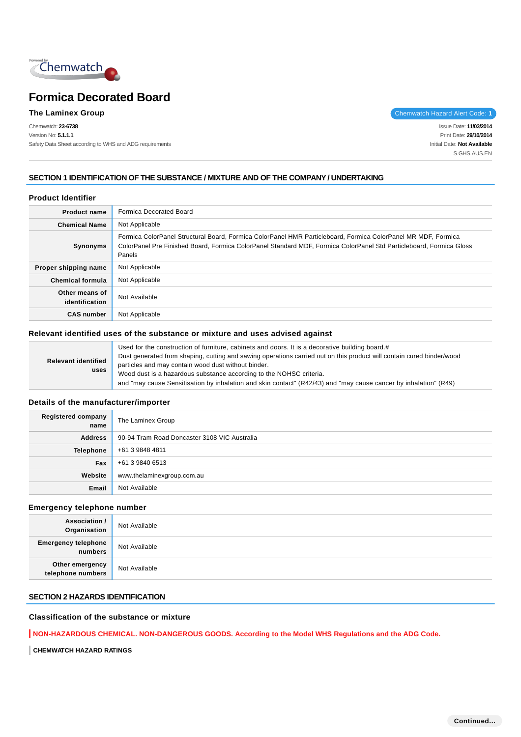# Formica Decorated Board

**The Laminex Group**

Chemwatch Hazard Alert Code: 1

Chemwatch: **23-6738**
Version No: **5.1.1.1**
Safety Data Sheet according to WHS and ADG requirements

Issue Date: **11/03/2014**
Print Date: **29/10/2014**
Initial Date: **Not Available**
S.GHS.AUS.EN

## SECTION 1 IDENTIFICATION OF THE SUBSTANCE / MIXTURE AND OF THE COMPANY / UNDERTAKING

### Product Identifier

| | |
|---|---|
| **Product name** | Formica Decorated Board |
| **Chemical Name** | Not Applicable |
| **Synonyms** | Formica ColorPanel Structural Board, Formica ColorPanel HMR Particleboard, Formica ColorPanel MR MDF, Formica ColorPanel Pre Finished Board, Formica ColorPanel Standard MDF, Formica ColorPanel Std Particleboard, Formica Gloss Panels |
| **Proper shipping name** | Not Applicable |
| **Chemical formula** | Not Applicable |
| **Other means of identification** | Not Available |
| **CAS number** | Not Applicable |

### Relevant identified uses of the substance or mixture and uses advised against

| | |
|---|---|
| **Relevant identified uses** | Used for the construction of furniture, cabinets and doors. It is a decorative building board.# Dust generated from shaping, cutting and sawing operations carried out on this product will contain cured binder/wood particles and may contain wood dust without binder. Wood dust is a hazardous substance according to the NOHSC criteria. and "may cause Sensitisation by inhalation and skin contact" (R42/43) and "may cause cancer by inhalation" (R49) |

### Details of the manufacturer/importer

| | |
|---|---|
| **Registered company name** | The Laminex Group |
| **Address** | 90-94 Tram Road Doncaster 3108 VIC Australia |
| **Telephone** | +61 3 9848 4811 |
| **Fax** | +61 3 9840 6513 |
| **Website** | www.thelaminexgroup.com.au |
| **Email** | Not Available |

### Emergency telephone number

| | |
|---|---|
| **Association / Organisation** | Not Available |
| **Emergency telephone numbers** | Not Available |
| **Other emergency telephone numbers** | Not Available |

## SECTION 2 HAZARDS IDENTIFICATION

### Classification of the substance or mixture

**NON-HAZARDOUS CHEMICAL. NON-DANGEROUS GOODS. According to the Model WHS Regulations and the ADG Code.**

**CHEMWATCH HAZARD RATINGS**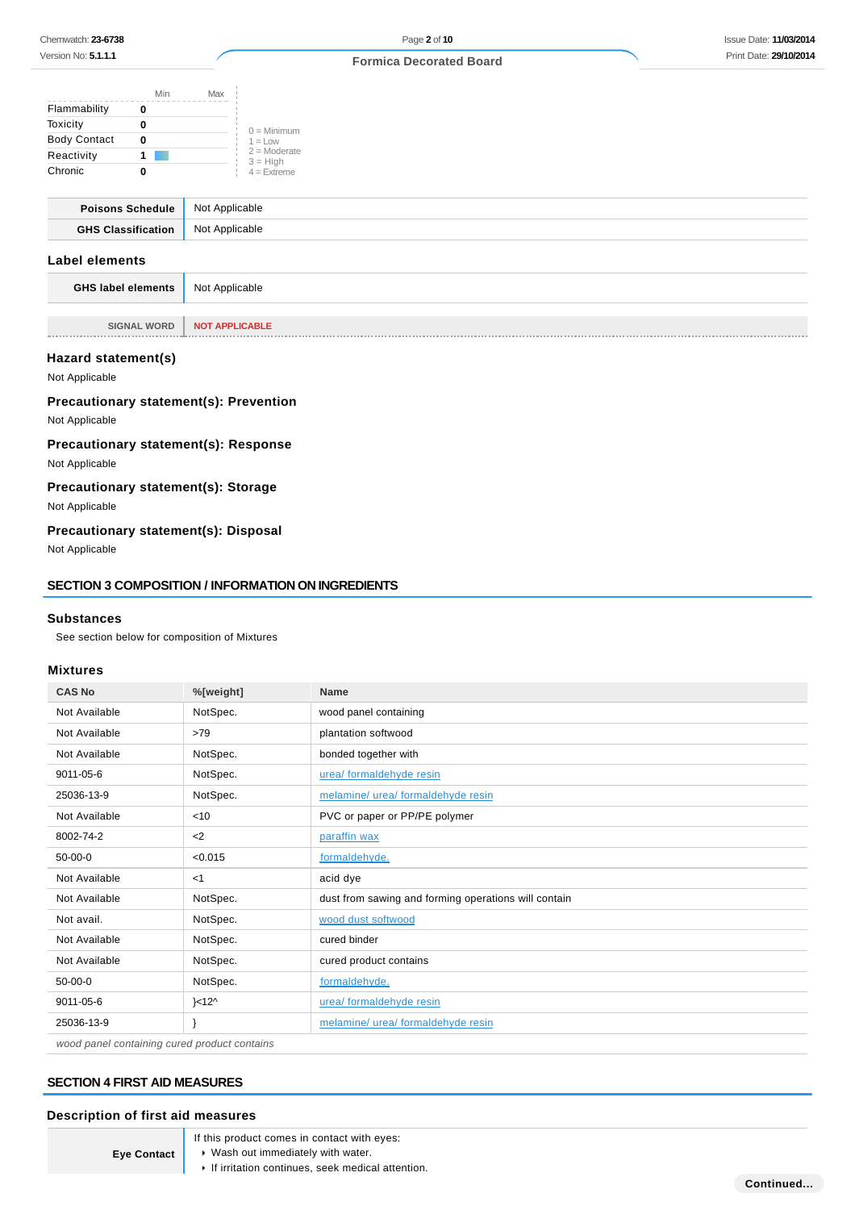| | Min | Max |
|---|---|---|
| Flammability | 0 | |
| Toxicity | 0 | |
| Body Contact | 0 | |
| Reactivity | 1 | |
| Chronic | 0 | |

0 = Minimum
1 = Low
2 = Moderate
3 = High
4 = Extreme

| | |
|---|---|
| **Poisons Schedule** | Not Applicable |
| **GHS Classification** | Not Applicable |

## Label elements

| | |
|---|---|
| **GHS label elements** | Not Applicable |

| | |
|---|---|
| SIGNAL WORD | NOT APPLICABLE |

### Hazard statement(s)

Not Applicable

### Precautionary statement(s): Prevention

Not Applicable

### Precautionary statement(s): Response

Not Applicable

### Precautionary statement(s): Storage

Not Applicable

### Precautionary statement(s): Disposal

Not Applicable

## SECTION 3 COMPOSITION / INFORMATION ON INGREDIENTS

### Substances

See section below for composition of Mixtures

### Mixtures

| CAS No | %[weight] | Name |
|---|---|---|
| Not Available | NotSpec. | wood panel containing |
| Not Available | >79 | plantation softwood |
| Not Available | NotSpec. | bonded together with |
| 9011-05-6 | NotSpec. | urea/ formaldehyde resin |
| 25036-13-9 | NotSpec. | melamine/ urea/ formaldehyde resin |
| Not Available | <10 | PVC or paper or PP/PE polymer |
| 8002-74-2 | <2 | paraffin wax |
| 50-00-0 | <0.015 | formaldehyde. |
| Not Available | <1 | acid dye |
| Not Available | NotSpec. | dust from sawing and forming operations will contain |
| Not avail. | NotSpec. | wood dust softwood |
| Not Available | NotSpec. | cured binder |
| Not Available | NotSpec. | cured product contains |
| 50-00-0 | NotSpec. | formaldehyde. |
| 9011-05-6 | }<12^ | urea/ formaldehyde resin |
| 25036-13-9 | } | melamine/ urea/ formaldehyde resin |

*wood panel containing cured product contains*

## SECTION 4 FIRST AID MEASURES

### Description of first aid measures

| | |
|---|---|
| **Eye Contact** | If this product comes in contact with eyes:<br>▸ Wash out immediately with water.<br>▸ If irritation continues, seek medical attention. |

Continued...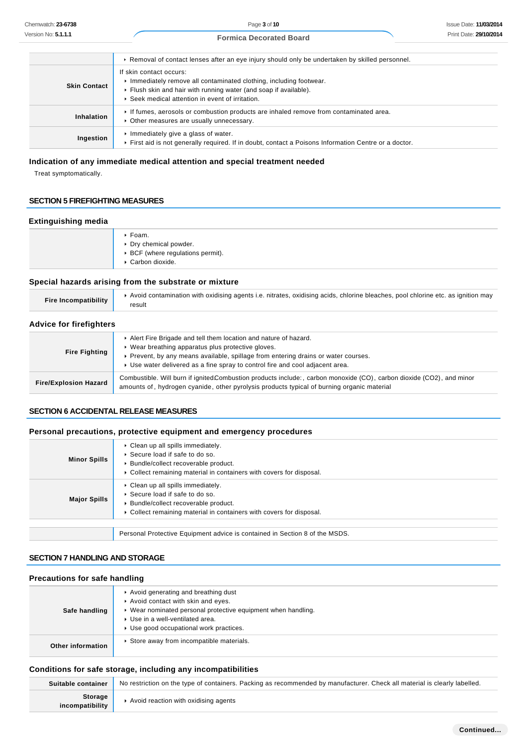| | |
|---|---|
| | ▸ Removal of contact lenses after an eye injury should only be undertaken by skilled personnel. |
| **Skin Contact** | If skin contact occurs:<br>▸ Immediately remove all contaminated clothing, including footwear.<br>▸ Flush skin and hair with running water (and soap if available).<br>▸ Seek medical attention in event of irritation. |
| **Inhalation** | ▸ If fumes, aerosols or combustion products are inhaled remove from contaminated area.<br>▸ Other measures are usually unnecessary. |
| **Ingestion** | ▸ Immediately give a glass of water.<br>▸ First aid is not generally required. If in doubt, contact a Poisons Information Centre or a doctor. |

### Indication of any immediate medical attention and special treatment needed

Treat symptomatically.

## SECTION 5 FIREFIGHTING MEASURES

### Extinguishing media

| | |
|---|---|
| | ▸ Foam.<br>▸ Dry chemical powder.<br>▸ BCF (where regulations permit).<br>▸ Carbon dioxide. |

### Special hazards arising from the substrate or mixture

| | |
|---|---|
| **Fire Incompatibility** | ▸ Avoid contamination with oxidising agents i.e. nitrates, oxidising acids, chlorine bleaches, pool chlorine etc. as ignition may result |

### Advice for firefighters

| | |
|---|---|
| **Fire Fighting** | ▸ Alert Fire Brigade and tell them location and nature of hazard.<br>▸ Wear breathing apparatus plus protective gloves.<br>▸ Prevent, by any means available, spillage from entering drains or water courses.<br>▸ Use water delivered as a fine spray to control fire and cool adjacent area. |
| **Fire/Explosion Hazard** | Combustible. Will burn if ignitedCombustion products include:, carbon monoxide (CO), carbon dioxide (CO2), and minor amounts of, hydrogen cyanide, other pyrolysis products typical of burning organic material |

## SECTION 6 ACCIDENTAL RELEASE MEASURES

### Personal precautions, protective equipment and emergency procedures

| | |
|---|---|
| **Minor Spills** | ▸ Clean up all spills immediately.<br>▸ Secure load if safe to do so.<br>▸ Bundle/collect recoverable product.<br>▸ Collect remaining material in containers with covers for disposal. |
| **Major Spills** | ▸ Clean up all spills immediately.<br>▸ Secure load if safe to do so.<br>▸ Bundle/collect recoverable product.<br>▸ Collect remaining material in containers with covers for disposal. |
| | Personal Protective Equipment advice is contained in Section 8 of the MSDS. |

## SECTION 7 HANDLING AND STORAGE

### Precautions for safe handling

| | |
|---|---|
| **Safe handling** | ▸ Avoid generating and breathing dust<br>▸ Avoid contact with skin and eyes.<br>▸ Wear nominated personal protective equipment when handling.<br>▸ Use in a well-ventilated area.<br>▸ Use good occupational work practices. |
| **Other information** | ▸ Store away from incompatible materials. |

### Conditions for safe storage, including any incompatibilities

| | |
|---|---|
| **Suitable container** | No restriction on the type of containers. Packing as recommended by manufacturer. Check all material is clearly labelled. |
| **Storage incompatibility** | ▸ Avoid reaction with oxidising agents |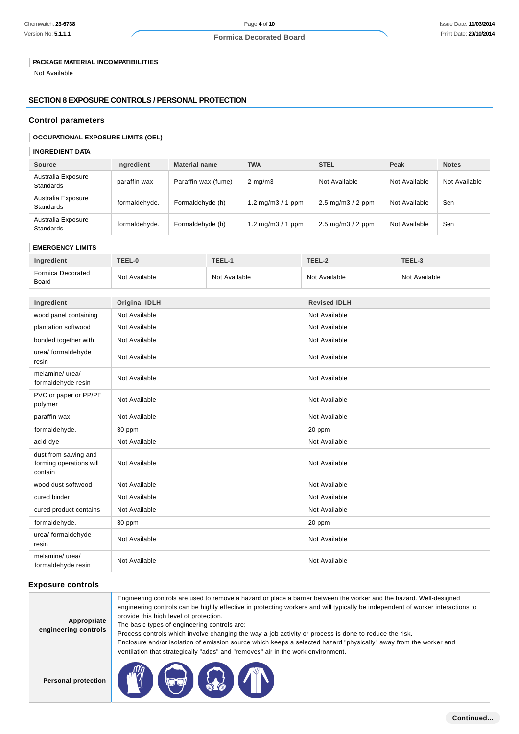### PACKAGE MATERIAL INCOMPATIBILITIES

Not Available

## SECTION 8 EXPOSURE CONTROLS / PERSONAL PROTECTION

### Control parameters

#### OCCUPATIONAL EXPOSURE LIMITS (OEL)

#### INGREDIENT DATA

| Source | Ingredient | Material name | TWA | STEL | Peak | Notes |
|---|---|---|---|---|---|---|
| Australia Exposure Standards | paraffin wax | Paraffin wax (fume) | 2 mg/m3 | Not Available | Not Available | Not Available |
| Australia Exposure Standards | formaldehyde. | Formaldehyde (h) | 1.2 mg/m3 / 1 ppm | 2.5 mg/m3 / 2 ppm | Not Available | Sen |
| Australia Exposure Standards | formaldehyde. | Formaldehyde (h) | 1.2 mg/m3 / 1 ppm | 2.5 mg/m3 / 2 ppm | Not Available | Sen |

#### EMERGENCY LIMITS

| Ingredient | TEEL-0 | TEEL-1 | TEEL-2 | TEEL-3 |
|---|---|---|---|---|
| Formica Decorated Board | Not Available | Not Available | Not Available | Not Available |

| Ingredient | Original IDLH | Revised IDLH |
|---|---|---|
| wood panel containing | Not Available | Not Available |
| plantation softwood | Not Available | Not Available |
| bonded together with | Not Available | Not Available |
| urea/ formaldehyde resin | Not Available | Not Available |
| melamine/ urea/ formaldehyde resin | Not Available | Not Available |
| PVC or paper or PP/PE polymer | Not Available | Not Available |
| paraffin wax | Not Available | Not Available |
| formaldehyde. | 30 ppm | 20 ppm |
| acid dye | Not Available | Not Available |
| dust from sawing and forming operations will contain | Not Available | Not Available |
| wood dust softwood | Not Available | Not Available |
| cured binder | Not Available | Not Available |
| cured product contains | Not Available | Not Available |
| formaldehyde. | 30 ppm | 20 ppm |
| urea/ formaldehyde resin | Not Available | Not Available |
| melamine/ urea/ formaldehyde resin | Not Available | Not Available |

### Exposure controls

| | |
|---|---|
| **Appropriate engineering controls** | Engineering controls are used to remove a hazard or place a barrier between the worker and the hazard. Well-designed engineering controls can be highly effective in protecting workers and will typically be independent of worker interactions to provide this high level of protection.<br>The basic types of engineering controls are:<br>Process controls which involve changing the way a job activity or process is done to reduce the risk.<br>Enclosure and/or isolation of emission source which keeps a selected hazard "physically" away from the worker and ventilation that strategically "adds" and "removes" air in the work environment. |
| **Personal protection** | |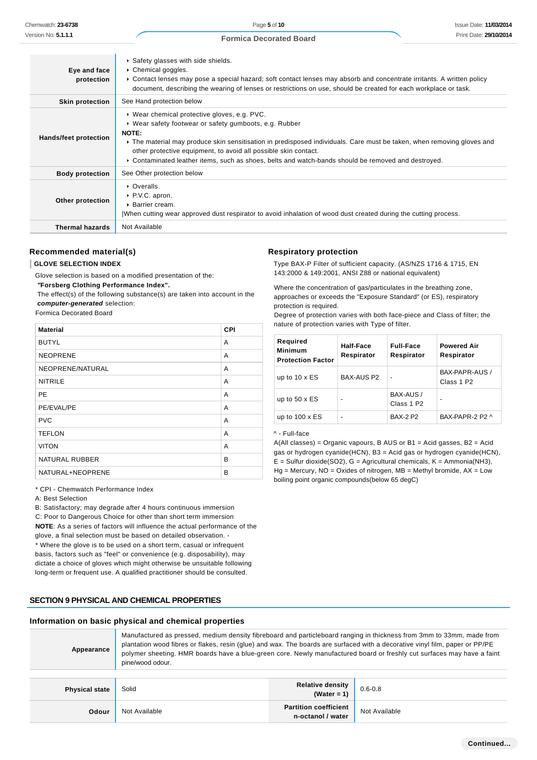| | |
|---|---|
| **Eye and face protection** | ‣ Safety glasses with side shields.<br>‣ Chemical goggles.<br>‣ Contact lenses may pose a special hazard; soft contact lenses may absorb and concentrate irritants. A written policy document, describing the wearing of lenses or restrictions on use, should be created for each workplace or task. |
| **Skin protection** | See Hand protection below |
| **Hands/feet protection** | ‣ Wear chemical protective gloves, e.g. PVC.<br>‣ Wear safety footwear or safety gumboots, e.g. Rubber<br>**NOTE:**<br>‣ The material may produce skin sensitisation in predisposed individuals. Care must be taken, when removing gloves and other protective equipment, to avoid all possible skin contact.<br>‣ Contaminated leather items, such as shoes, belts and watch-bands should be removed and destroyed. |
| **Body protection** | See Other protection below |
| **Other protection** | ‣ Overalls.<br>‣ P.V.C. apron.<br>‣ Barrier cream.<br>\|When cutting wear approved dust respirator to avoid inhalation of wood dust created during the cutting process. |
| **Thermal hazards** | Not Available |

### Recommended material(s)

**GLOVE SELECTION INDEX**

Glove selection is based on a modified presentation of the:
*"***Forsberg Clothing Performance Index".**
The effect(s) of the following substance(s) are taken into account in the ***computer-generated*** selection:
Formica Decorated Board

| Material | CPI |
|---|---|
| BUTYL | A |
| NEOPRENE | A |
| NEOPRENE/NATURAL | A |
| NITRILE | A |
| PE | A |
| PE/EVAL/PE | A |
| PVC | A |
| TEFLON | A |
| VITON | A |
| NATURAL RUBBER | B |
| NATURAL+NEOPRENE | B |

* CPI - Chemwatch Performance Index
A: Best Selection
B: Satisfactory; may degrade after 4 hours continuous immersion
C: Poor to Dangerous Choice for other than short term immersion
**NOTE**: As a series of factors will influence the actual performance of the glove, a final selection must be based on detailed observation. -
* Where the glove is to be used on a short term, casual or infrequent basis, factors such as "feel" or convenience (e.g. disposability), may dictate a choice of gloves which might otherwise be unsuitable following long-term or frequent use. A qualified practitioner should be consulted.

### Respiratory protection

Type BAX-P Filter of sufficient capacity. (AS/NZS 1716 & 1715, EN 143:2000 & 149:2001, ANSI Z88 or national equivalent)

Where the concentration of gas/particulates in the breathing zone, approaches or exceeds the "Exposure Standard" (or ES), respiratory protection is required.
Degree of protection varies with both face-piece and Class of filter; the nature of protection varies with Type of filter.

| Required Minimum Protection Factor | Half-Face Respirator | Full-Face Respirator | Powered Air Respirator |
|---|---|---|---|
| up to 10 x ES | BAX-AUS P2 | - | BAX-PAPR-AUS / Class 1 P2 |
| up to 50 x ES | - | BAX-AUS / Class 1 P2 | - |
| up to 100 x ES | - | BAX-2 P2 | BAX-PAPR-2 P2 ^ |

^ - Full-face
A(All classes) = Organic vapours, B AUS or B1 = Acid gasses, B2 = Acid gas or hydrogen cyanide(HCN), B3 = Acid gas or hydrogen cyanide(HCN), E = Sulfur dioxide($SO_2$), G = Agricultural chemicals, K = Ammonia($NH_3$), Hg = Mercury, NO = Oxides of nitrogen, MB = Methyl bromide, AX = Low boiling point organic compounds(below 65 degC)

## SECTION 9 PHYSICAL AND CHEMICAL PROPERTIES

### Information on basic physical and chemical properties

| | |
|---|---|
| **Appearance** | Manufactured as pressed, medium density fibreboard and particleboard ranging in thickness from 3mm to 33mm, made from plantation wood fibres or flakes, resin (glue) and wax. The boards are surfaced with a decorative vinyl film, paper or PP/PE polymer sheeting. HMR boards have a blue-green core. Newly manufactured board or freshly cut surfaces may have a faint pine/wood odour. |

| | | | |
|---|---|---|---|
| **Physical state** | Solid | **Relative density (Water = 1)** | 0.6-0.8 |
| **Odour** | Not Available | **Partition coefficient n-octanol / water** | Not Available |

Continued...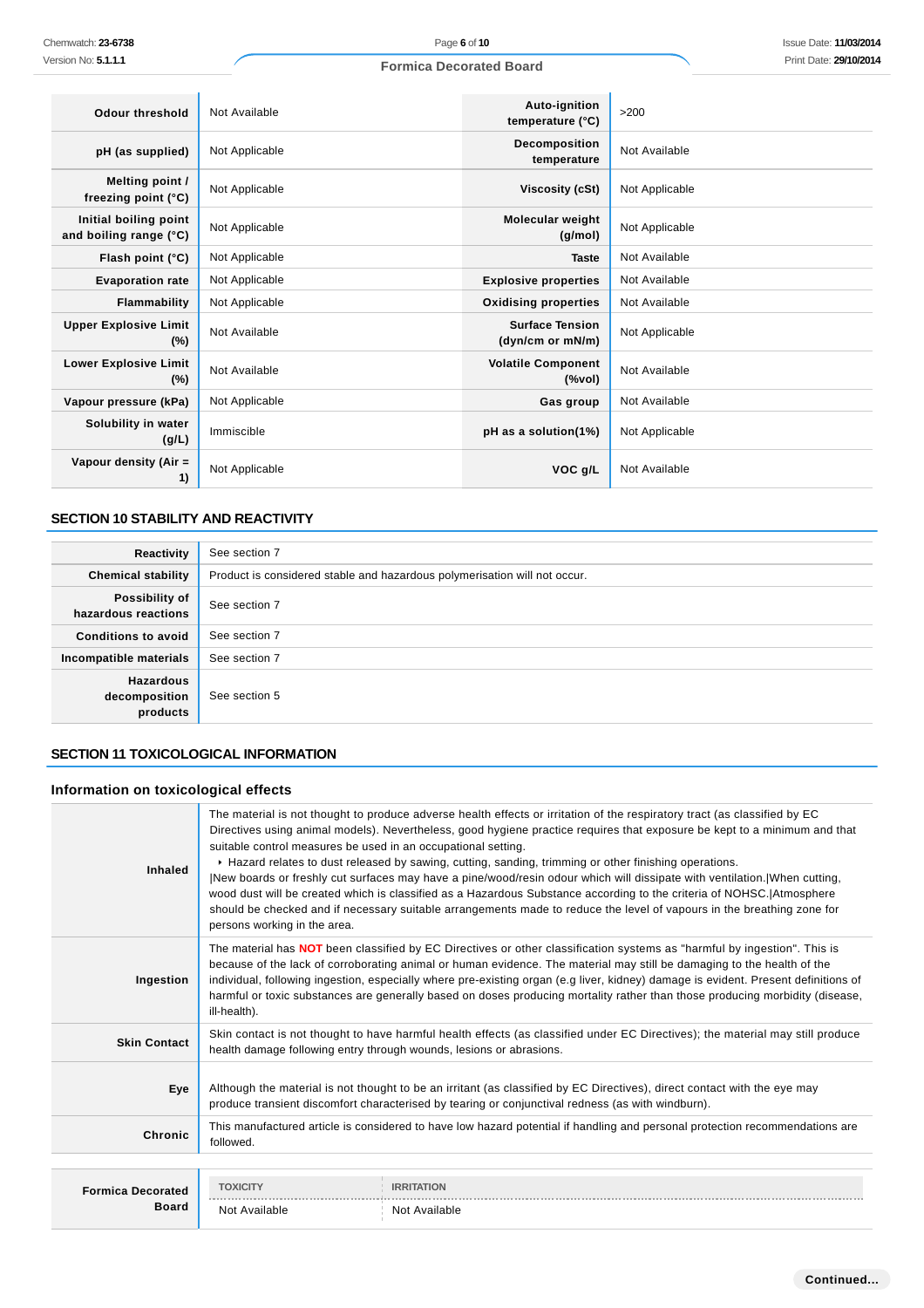| | | | |
|---|---|---|---|
| **Odour threshold** | Not Available | **Auto-ignition temperature (°C)** | >200 |
| **pH (as supplied)** | Not Applicable | **Decomposition temperature** | Not Available |
| **Melting point / freezing point (°C)** | Not Applicable | **Viscosity (cSt)** | Not Applicable |
| **Initial boiling point and boiling range (°C)** | Not Applicable | **Molecular weight (g/mol)** | Not Applicable |
| **Flash point (°C)** | Not Applicable | **Taste** | Not Available |
| **Evaporation rate** | Not Applicable | **Explosive properties** | Not Available |
| **Flammability** | Not Applicable | **Oxidising properties** | Not Available |
| **Upper Explosive Limit (%)** | Not Available | **Surface Tension (dyn/cm or mN/m)** | Not Applicable |
| **Lower Explosive Limit (%)** | Not Available | **Volatile Component (%vol)** | Not Available |
| **Vapour pressure (kPa)** | Not Applicable | **Gas group** | Not Available |
| **Solubility in water (g/L)** | Immiscible | **pH as a solution(1%)** | Not Applicable |
| **Vapour density (Air = 1)** | Not Applicable | **VOC g/L** | Not Available |

## SECTION 10 STABILITY AND REACTIVITY

| | |
|---|---|
| **Reactivity** | See section 7 |
| **Chemical stability** | Product is considered stable and hazardous polymerisation will not occur. |
| **Possibility of hazardous reactions** | See section 7 |
| **Conditions to avoid** | See section 7 |
| **Incompatible materials** | See section 7 |
| **Hazardous decomposition products** | See section 5 |

## SECTION 11 TOXICOLOGICAL INFORMATION

### Information on toxicological effects

| | |
|---|---|
| **Inhaled** | The material is not thought to produce adverse health effects or irritation of the respiratory tract (as classified by EC Directives using animal models). Nevertheless, good hygiene practice requires that exposure be kept to a minimum and that suitable control measures be used in an occupational setting.<br>▸ Hazard relates to dust released by sawing, cutting, sanding, trimming or other finishing operations.<br>\|New boards or freshly cut surfaces may have a pine/wood/resin odour which will dissipate with ventilation.\|When cutting, wood dust will be created which is classified as a Hazardous Substance according to the criteria of NOHSC.\|Atmosphere should be checked and if necessary suitable arrangements made to reduce the level of vapours in the breathing zone for persons working in the area. |
| **Ingestion** | The material has **NOT** been classified by EC Directives or other classification systems as "harmful by ingestion". This is because of the lack of corroborating animal or human evidence. The material may still be damaging to the health of the individual, following ingestion, especially where pre-existing organ (e.g liver, kidney) damage is evident. Present definitions of harmful or toxic substances are generally based on doses producing mortality rather than those producing morbidity (disease, ill-health). |
| **Skin Contact** | Skin contact is not thought to have harmful health effects (as classified under EC Directives); the material may still produce health damage following entry through wounds, lesions or abrasions. |
| **Eye** | Although the material is not thought to be an irritant (as classified by EC Directives), direct contact with the eye may produce transient discomfort characterised by tearing or conjunctival redness (as with windburn). |
| **Chronic** | This manufactured article is considered to have low hazard potential if handling and personal protection recommendations are followed. |

| | TOXICITY | IRRITATION |
|---|---|---|
| **Formica Decorated Board** | Not Available | Not Available |

Continued...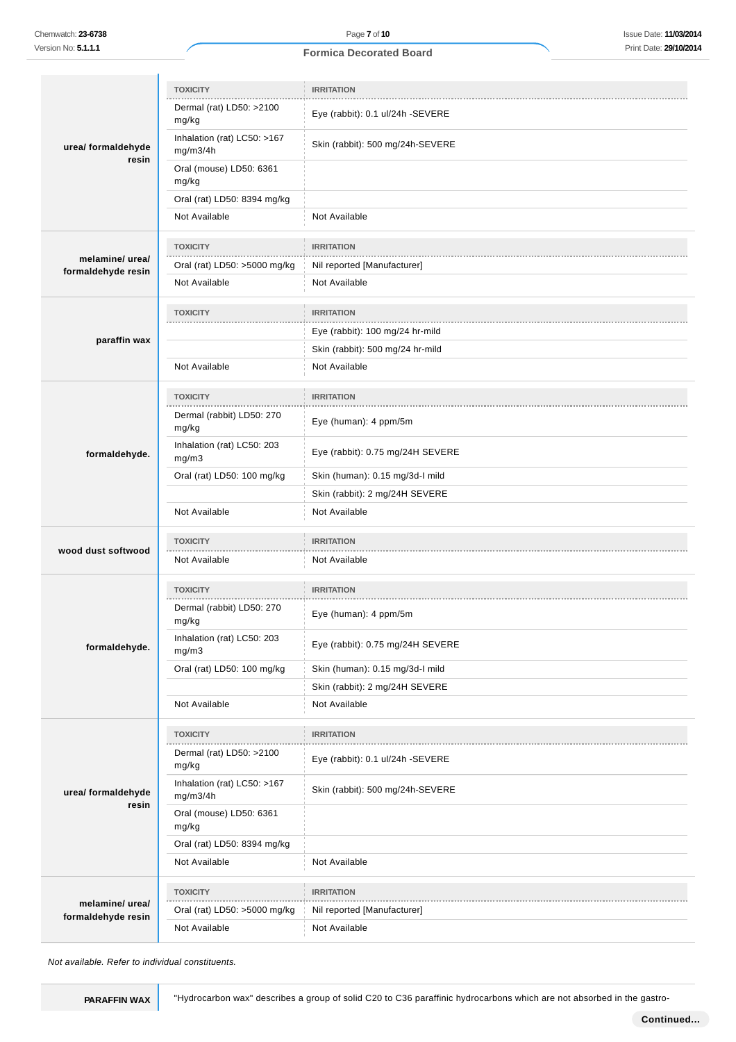| | TOXICITY | IRRITATION |
|---|---|---|
| **urea/ formaldehyde resin** | Dermal (rat) LD50: >2100 mg/kg | Eye (rabbit): 0.1 ul/24h -SEVERE |
| | Inhalation (rat) LC50: >167 mg/m3/4h | Skin (rabbit): 500 mg/24h-SEVERE |
| | Oral (mouse) LD50: 6361 mg/kg | |
| | Oral (rat) LD50: 8394 mg/kg | |
| | Not Available | Not Available |
| **melamine/ urea/ formaldehyde resin** | TOXICITY | IRRITATION |
| | Oral (rat) LD50: >5000 mg/kg | Nil reported [Manufacturer] |
| | Not Available | Not Available |
| **paraffin wax** | TOXICITY | IRRITATION |
| | | Eye (rabbit): 100 mg/24 hr-mild |
| | | Skin (rabbit): 500 mg/24 hr-mild |
| | Not Available | Not Available |
| **formaldehyde.** | TOXICITY | IRRITATION |
| | Dermal (rabbit) LD50: 270 mg/kg | Eye (human): 4 ppm/5m |
| | Inhalation (rat) LC50: 203 mg/m3 | Eye (rabbit): 0.75 mg/24H SEVERE |
| | Oral (rat) LD50: 100 mg/kg | Skin (human): 0.15 mg/3d-I mild |
| | | Skin (rabbit): 2 mg/24H SEVERE |
| | Not Available | Not Available |
| **wood dust softwood** | TOXICITY | IRRITATION |
| | Not Available | Not Available |
| **formaldehyde.** | TOXICITY | IRRITATION |
| | Dermal (rabbit) LD50: 270 mg/kg | Eye (human): 4 ppm/5m |
| | Inhalation (rat) LC50: 203 mg/m3 | Eye (rabbit): 0.75 mg/24H SEVERE |
| | Oral (rat) LD50: 100 mg/kg | Skin (human): 0.15 mg/3d-I mild |
| | | Skin (rabbit): 2 mg/24H SEVERE |
| | Not Available | Not Available |
| **urea/ formaldehyde resin** | TOXICITY | IRRITATION |
| | Dermal (rat) LD50: >2100 mg/kg | Eye (rabbit): 0.1 ul/24h -SEVERE |
| | Inhalation (rat) LC50: >167 mg/m3/4h | Skin (rabbit): 500 mg/24h-SEVERE |
| | Oral (mouse) LD50: 6361 mg/kg | |
| | Oral (rat) LD50: 8394 mg/kg | |
| | Not Available | Not Available |
| **melamine/ urea/ formaldehyde resin** | TOXICITY | IRRITATION |
| | Oral (rat) LD50: >5000 mg/kg | Nil reported [Manufacturer] |
| | Not Available | Not Available |

*Not available. Refer to individual constituents.*

| | |
|---|---|
| **PARAFFIN WAX** | "Hydrocarbon wax" describes a group of solid C20 to C36 paraffinic hydrocarbons which are not absorbed in the gastro- |

Continued...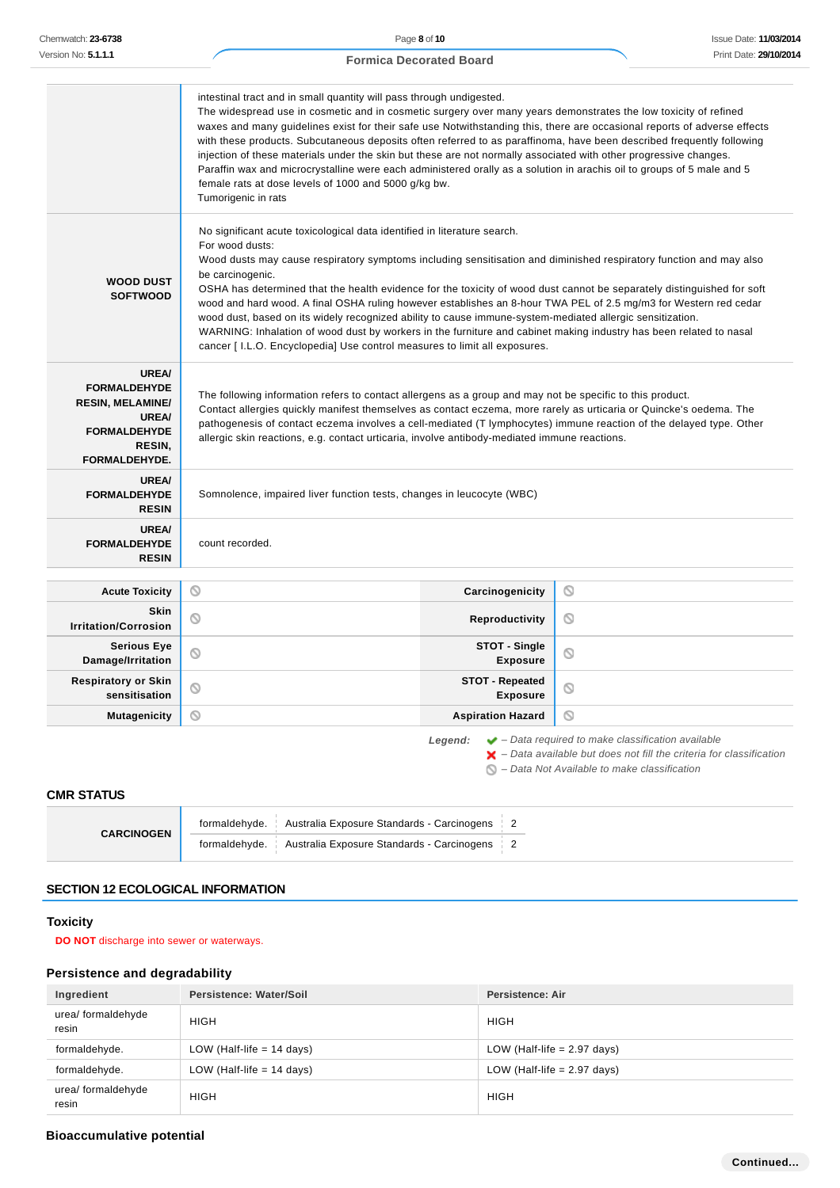| | |
|---|---|
| | intestinal tract and in small quantity will pass through undigested.<br>The widespread use in cosmetic and in cosmetic surgery over many years demonstrates the low toxicity of refined waxes and many guidelines exist for their safe use Notwithstanding this, there are occasional reports of adverse effects with these products. Subcutaneous deposits often referred to as paraffinoma, have been described frequently following injection of these materials under the skin but these are not normally associated with other progressive changes.<br>Paraffin wax and microcrystalline were each administered orally as a solution in arachis oil to groups of 5 male and 5 female rats at dose levels of 1000 and 5000 g/kg bw.<br>Tumorigenic in rats |
| **WOOD DUST SOFTWOOD** | No significant acute toxicological data identified in literature search.<br>For wood dusts:<br>Wood dusts may cause respiratory symptoms including sensitisation and diminished respiratory function and may also be carcinogenic.<br>OSHA has determined that the health evidence for the toxicity of wood dust cannot be separately distinguished for soft wood and hard wood. A final OSHA ruling however establishes an 8-hour TWA PEL of 2.5 mg/m3 for Western red cedar wood dust, based on its widely recognized ability to cause immune-system-mediated allergic sensitization.<br>WARNING: Inhalation of wood dust by workers in the furniture and cabinet making industry has been related to nasal cancer [ I.L.O. Encyclopedia] Use control measures to limit all exposures. |
| **UREA/ FORMALDEHYDE RESIN, MELAMINE/ UREA/ FORMALDEHYDE RESIN, FORMALDEHYDE.** | The following information refers to contact allergens as a group and may not be specific to this product.<br>Contact allergies quickly manifest themselves as contact eczema, more rarely as urticaria or Quincke's oedema. The pathogenesis of contact eczema involves a cell-mediated (T lymphocytes) immune reaction of the delayed type. Other allergic skin reactions, e.g. contact urticaria, involve antibody-mediated immune reactions. |
| **UREA/ FORMALDEHYDE RESIN** | Somnolence, impaired liver function tests, changes in leucocyte (WBC) |
| **UREA/ FORMALDEHYDE RESIN** | count recorded. |

| | | | |
|---|---|---|---|
| **Acute Toxicity** | ⃠ | **Carcinogenicity** | ⃠ |
| **Skin Irritation/Corrosion** | ⃠ | **Reproductivity** | ⃠ |
| **Serious Eye Damage/Irritation** | ⃠ | **STOT - Single Exposure** | ⃠ |
| **Respiratory or Skin sensitisation** | ⃠ | **STOT - Repeated Exposure** | ⃠ |
| **Mutagenicity** | ⃠ | **Aspiration Hazard** | ⃠ |

*Legend:*
- ✔ *– Data required to make classification available*
- ✖ *– Data available but does not fill the criteria for classification*
- ⃠ *– Data Not Available to make classification*

## CMR STATUS

| | | | |
|---|---|---|---|
| **CARCINOGEN** | formaldehyde. | Australia Exposure Standards - Carcinogens | 2 |
| | formaldehyde. | Australia Exposure Standards - Carcinogens | 2 |

## SECTION 12 ECOLOGICAL INFORMATION

### Toxicity

**DO NOT** discharge into sewer or waterways.

### Persistence and degradability

| Ingredient | Persistence: Water/Soil | Persistence: Air |
|---|---|---|
| urea/ formaldehyde resin | HIGH | HIGH |
| formaldehyde. | LOW (Half-life = 14 days) | LOW (Half-life = 2.97 days) |
| formaldehyde. | LOW (Half-life = 14 days) | LOW (Half-life = 2.97 days) |
| urea/ formaldehyde resin | HIGH | HIGH |

### Bioaccumulative potential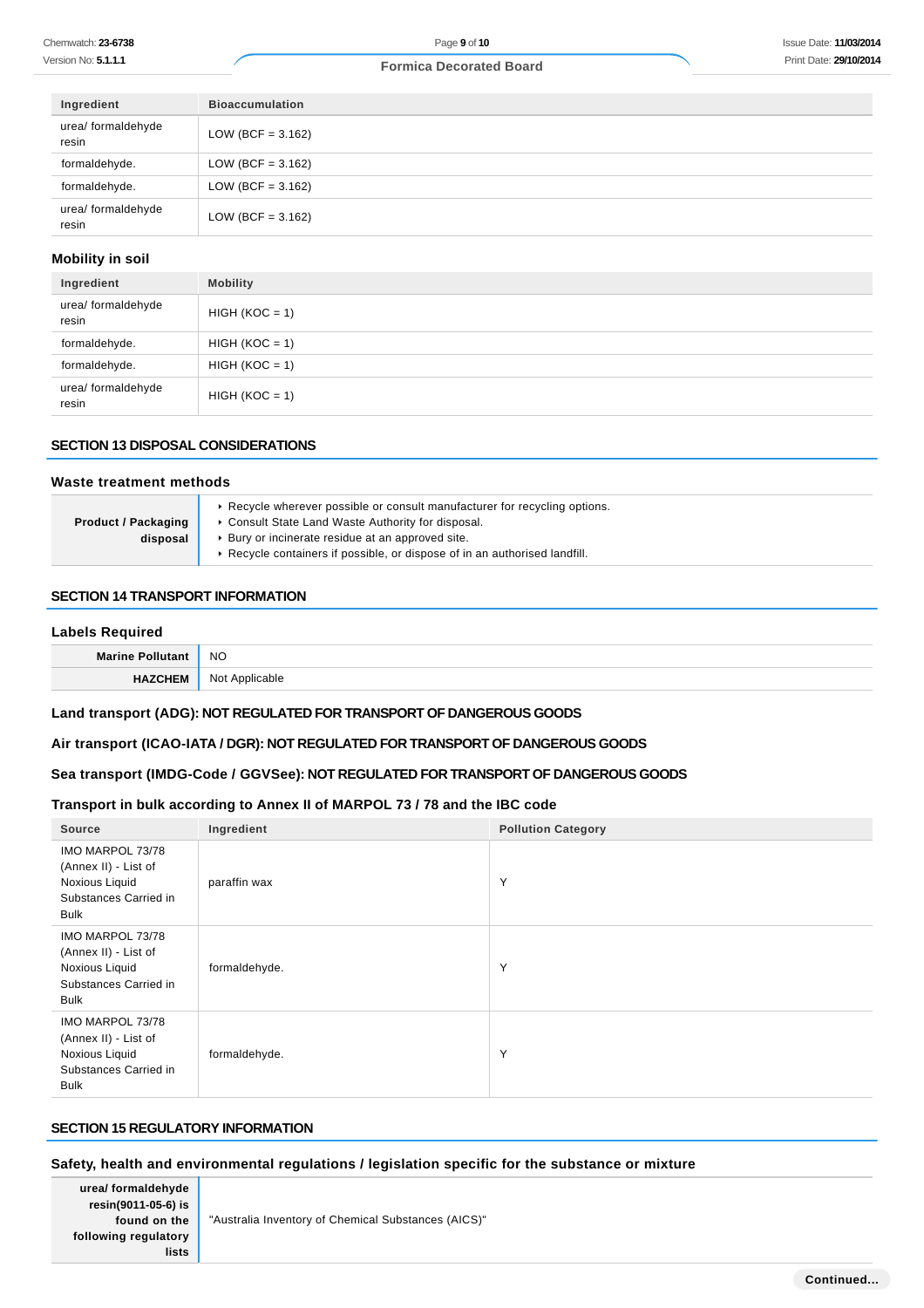| Ingredient | Bioaccumulation |
| --- | --- |
| urea/ formaldehyde resin | LOW (BCF = 3.162) |
| formaldehyde. | LOW (BCF = 3.162) |
| formaldehyde. | LOW (BCF = 3.162) |
| urea/ formaldehyde resin | LOW (BCF = 3.162) |

### Mobility in soil

| Ingredient | Mobility |
| --- | --- |
| urea/ formaldehyde resin | HIGH (KOC = 1) |
| formaldehyde. | HIGH (KOC = 1) |
| formaldehyde. | HIGH (KOC = 1) |
| urea/ formaldehyde resin | HIGH (KOC = 1) |

## SECTION 13 DISPOSAL CONSIDERATIONS

### Waste treatment methods

| | |
| --- | --- |
| **Product / Packaging disposal** | ▸ Recycle wherever possible or consult manufacturer for recycling options.<br>▸ Consult State Land Waste Authority for disposal.<br>▸ Bury or incinerate residue at an approved site.<br>▸ Recycle containers if possible, or dispose of in an authorised landfill. |

## SECTION 14 TRANSPORT INFORMATION

### Labels Required

| | |
| --- | --- |
| **Marine Pollutant** | NO |
| **HAZCHEM** | Not Applicable |

### Land transport (ADG): NOT REGULATED FOR TRANSPORT OF DANGEROUS GOODS

### Air transport (ICAO-IATA / DGR): NOT REGULATED FOR TRANSPORT OF DANGEROUS GOODS

### Sea transport (IMDG-Code / GGVSee): NOT REGULATED FOR TRANSPORT OF DANGEROUS GOODS

### Transport in bulk according to Annex II of MARPOL 73 / 78 and the IBC code

| Source | Ingredient | Pollution Category |
| --- | --- | --- |
| IMO MARPOL 73/78 (Annex II) - List of Noxious Liquid Substances Carried in Bulk | paraffin wax | Y |
| IMO MARPOL 73/78 (Annex II) - List of Noxious Liquid Substances Carried in Bulk | formaldehyde. | Y |
| IMO MARPOL 73/78 (Annex II) - List of Noxious Liquid Substances Carried in Bulk | formaldehyde. | Y |

## SECTION 15 REGULATORY INFORMATION

### Safety, health and environmental regulations / legislation specific for the substance or mixture

| | |
| --- | --- |
| **urea/ formaldehyde resin(9011-05-6) is found on the following regulatory lists** | "Australia Inventory of Chemical Substances (AICS)" |

**Continued...**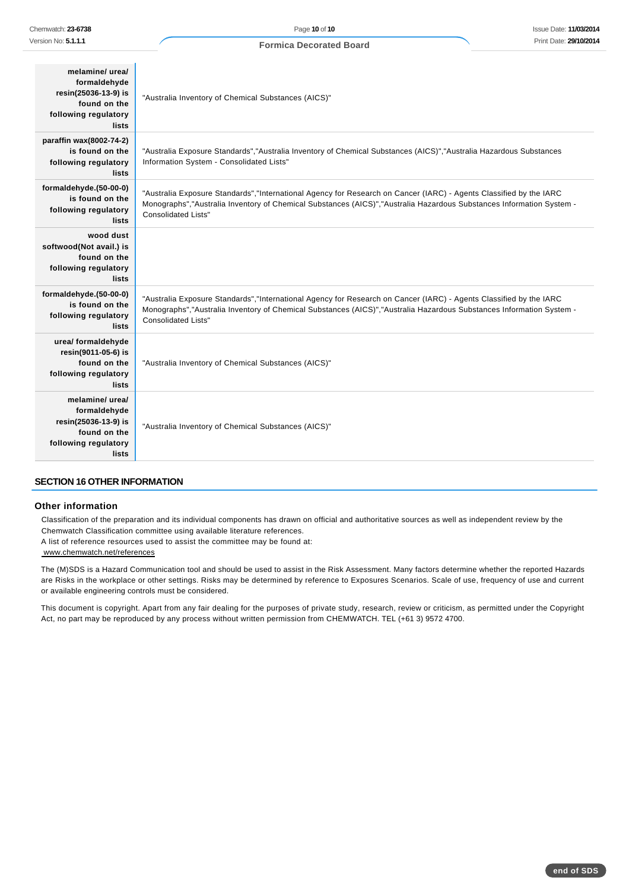| | |
|---|---|
| **melamine/ urea/ formaldehyde resin(25036-13-9) is found on the following regulatory lists** | "Australia Inventory of Chemical Substances (AICS)" |
| **paraffin wax(8002-74-2) is found on the following regulatory lists** | "Australia Exposure Standards","Australia Inventory of Chemical Substances (AICS)","Australia Hazardous Substances Information System - Consolidated Lists" |
| **formaldehyde.(50-00-0) is found on the following regulatory lists** | "Australia Exposure Standards","International Agency for Research on Cancer (IARC) - Agents Classified by the IARC Monographs","Australia Inventory of Chemical Substances (AICS)","Australia Hazardous Substances Information System - Consolidated Lists" |
| **wood dust softwood(Not avail.) is found on the following regulatory lists** | |
| **formaldehyde.(50-00-0) is found on the following regulatory lists** | "Australia Exposure Standards","International Agency for Research on Cancer (IARC) - Agents Classified by the IARC Monographs","Australia Inventory of Chemical Substances (AICS)","Australia Hazardous Substances Information System - Consolidated Lists" |
| **urea/ formaldehyde resin(9011-05-6) is found on the following regulatory lists** | "Australia Inventory of Chemical Substances (AICS)" |
| **melamine/ urea/ formaldehyde resin(25036-13-9) is found on the following regulatory lists** | "Australia Inventory of Chemical Substances (AICS)" |

## SECTION 16 OTHER INFORMATION

### Other information

Classification of the preparation and its individual components has drawn on official and authoritative sources as well as independent review by the Chemwatch Classification committee using available literature references.
A list of reference resources used to assist the committee may be found at:
www.chemwatch.net/references

The (M)SDS is a Hazard Communication tool and should be used to assist in the Risk Assessment. Many factors determine whether the reported Hazards are Risks in the workplace or other settings. Risks may be determined by reference to Exposures Scenarios. Scale of use, frequency of use and current or available engineering controls must be considered.

This document is copyright. Apart from any fair dealing for the purposes of private study, research, review or criticism, as permitted under the Copyright Act, no part may be reproduced by any process without written permission from CHEMWATCH. TEL (+61 3) 9572 4700.

end of SDS